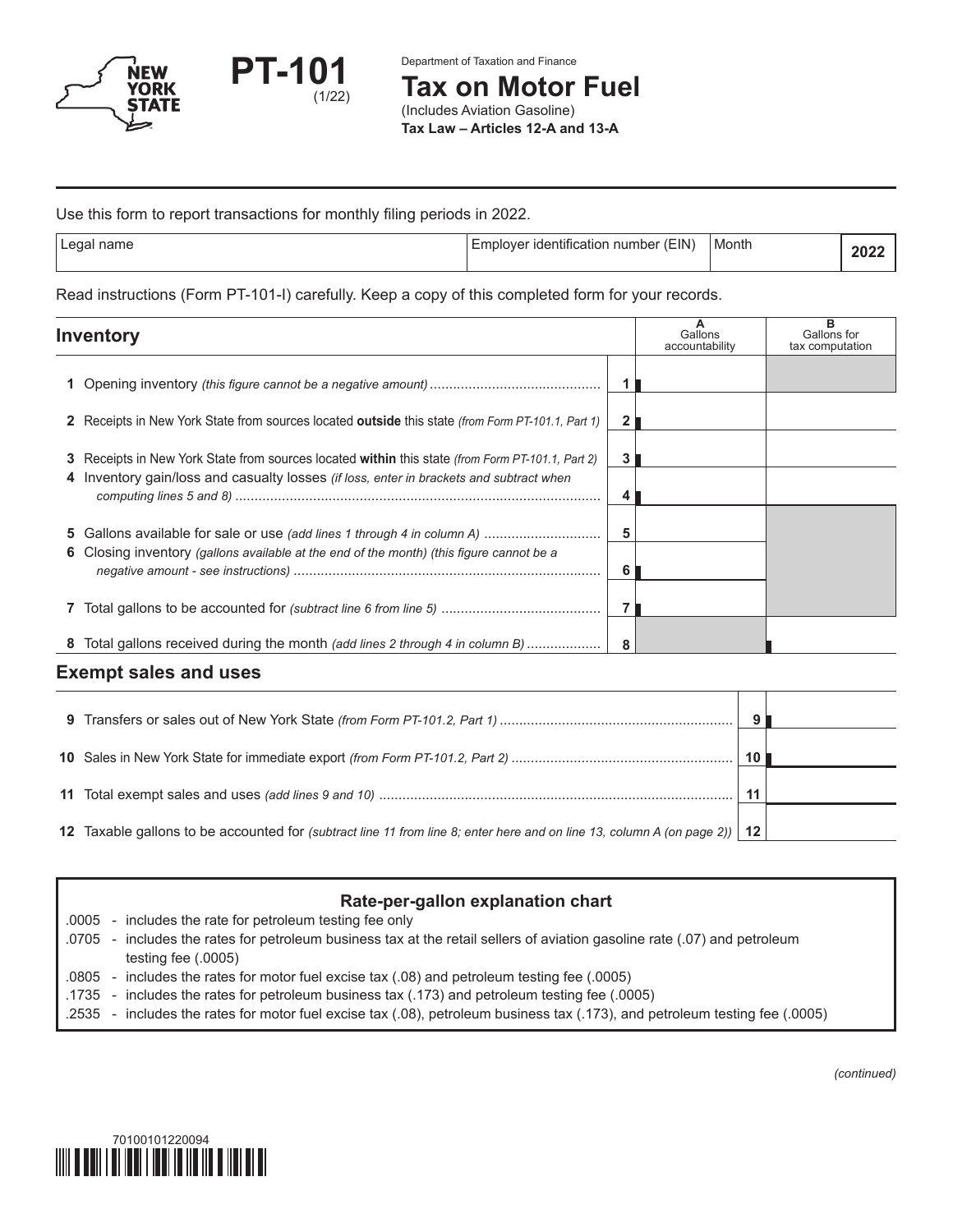# PT-101 (1/22)

Department of Taxation and Finance

## Tax on Motor Fuel

(Includes Aviation Gasoline)

**Tax Law – Articles 12-A and 13-A**

Use this form to report transactions for monthly filing periods in 2022.

| Legal name | Employer identification number (EIN) | Month | 2022 |
|---|---|---|---|
| | | | |

Read instructions (Form PT-101-I) carefully. Keep a copy of this completed form for your records.

## Inventory

| | | A Gallons accountability | B Gallons for tax computation |
|---|---|---|---|
| **1** Opening inventory *(this figure cannot be a negative amount)* | 1 | | |
| **2** Receipts in New York State from sources located **outside** this state *(from Form PT-101.1, Part 1)* | 2 | | |
| **3** Receipts in New York State from sources located **within** this state *(from Form PT-101.1, Part 2)* | 3 | | |
| **4** Inventory gain/loss and casualty losses *(if loss, enter in brackets and subtract when computing lines 5 and 8)* | 4 | | |
| **5** Gallons available for sale or use *(add lines 1 through 4 in column A)* | 5 | | |
| **6** Closing inventory *(gallons available at the end of the month) (this figure cannot be a negative amount - see instructions)* | 6 | | |
| **7** Total gallons to be accounted for *(subtract line 6 from line 5)* | 7 | | |
| **8** Total gallons received during the month *(add lines 2 through 4 in column B)* | 8 | | |

## Exempt sales and uses

| | | |
|---|---|---|
| **9** Transfers or sales out of New York State *(from Form PT-101.2, Part 1)* | 9 | |
| **10** Sales in New York State for immediate export *(from Form PT-101.2, Part 2)* | 10 | |
| **11** Total exempt sales and uses *(add lines 9 and 10)* | 11 | |
| **12** Taxable gallons to be accounted for *(subtract line 11 from line 8; enter here and on line 13, column A (on page 2))* | 12 | |

### Rate-per-gallon explanation chart

- .0005 - includes the rate for petroleum testing fee only
- .0705 - includes the rates for petroleum business tax at the retail sellers of aviation gasoline rate (.07) and petroleum testing fee (.0005)
- .0805 - includes the rates for motor fuel excise tax (.08) and petroleum testing fee (.0005)
- .1735 - includes the rates for petroleum business tax (.173) and petroleum testing fee (.0005)
- .2535 - includes the rates for motor fuel excise tax (.08), petroleum business tax (.173), and petroleum testing fee (.0005)

*(continued)*

70100101220094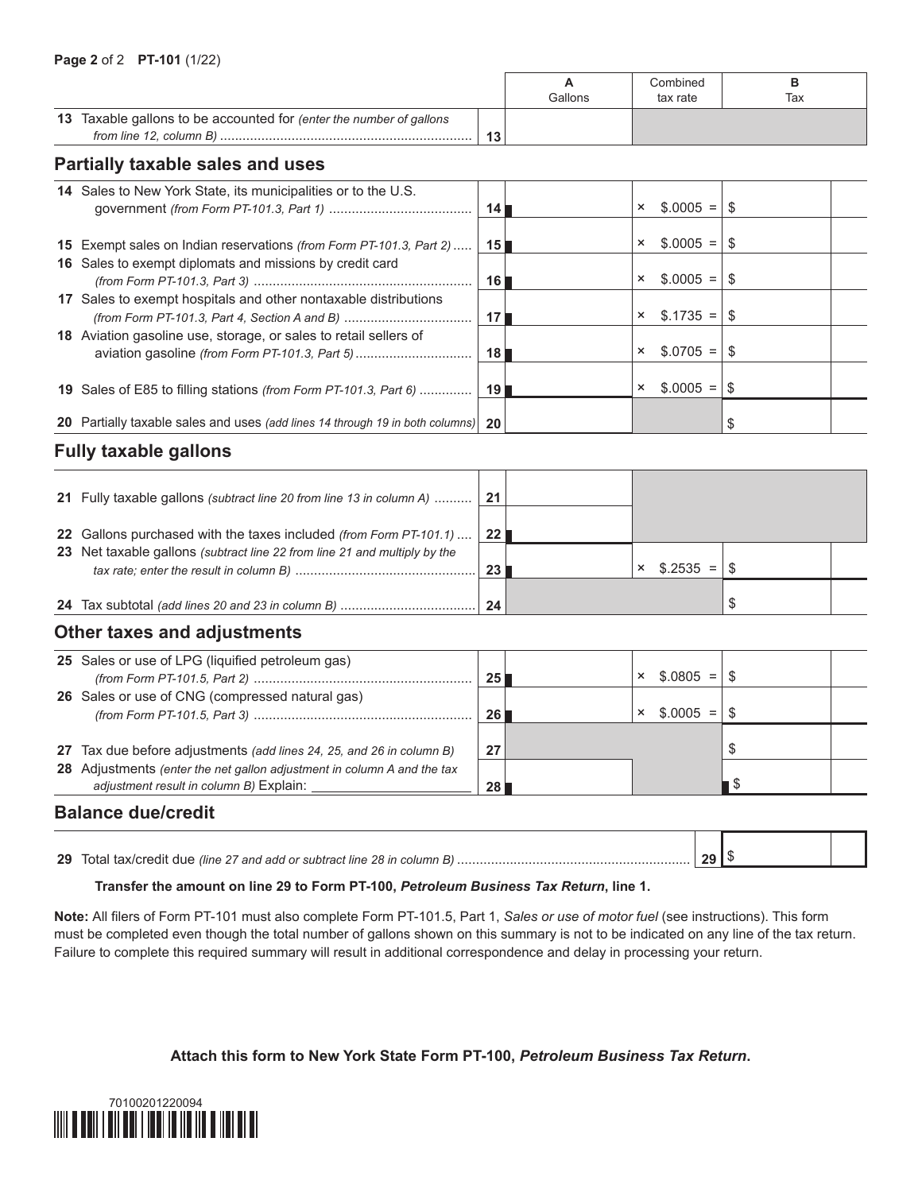| | | A Gallons | Combined tax rate | B Tax |
|---|---|---|---|---|
| 13 Taxable gallons to be accounted for *(enter the number of gallons from line 12, column B)* | 13 | | | |

## Partially taxable sales and uses

| | | A Gallons | Combined tax rate | B Tax |
|---|---|---|---|---|
| 14 Sales to New York State, its municipalities or to the U.S. government *(from Form PT-101.3, Part 1)* | 14 | | × $.0005 = | $ |
| 15 Exempt sales on Indian reservations *(from Form PT-101.3, Part 2)* | 15 | | × $.0005 = | $ |
| 16 Sales to exempt diplomats and missions by credit card *(from Form PT-101.3, Part 3)* | 16 | | × $.0005 = | $ |
| 17 Sales to exempt hospitals and other nontaxable distributions *(from Form PT-101.3, Part 4, Section A and B)* | 17 | | × $.1735 = | $ |
| 18 Aviation gasoline use, storage, or sales to retail sellers of aviation gasoline *(from Form PT-101.3, Part 5)* | 18 | | × $.0705 = | $ |
| 19 Sales of E85 to filling stations *(from Form PT-101.3, Part 6)* | 19 | | × $.0005 = | $ |
| 20 Partially taxable sales and uses *(add lines 14 through 19 in both columns)* | 20 | | | $ |

## Fully taxable gallons

| | | A Gallons | Combined tax rate | B Tax |
|---|---|---|---|---|
| 21 Fully taxable gallons *(subtract line 20 from line 13 in column A)* | 21 | | | |
| 22 Gallons purchased with the taxes included *(from Form PT-101.1)* | 22 | | | |
| 23 Net taxable gallons *(subtract line 22 from line 21 and multiply by the tax rate; enter the result in column B)* | 23 | | × $.2535 = | $ |
| 24 Tax subtotal *(add lines 20 and 23 in column B)* | 24 | | | $ |

## Other taxes and adjustments

| | | A Gallons | Combined tax rate | B Tax |
|---|---|---|---|---|
| 25 Sales or use of LPG (liquified petroleum gas) *(from Form PT-101.5, Part 2)* | 25 | | × $.0805 = | $ |
| 26 Sales or use of CNG (compressed natural gas) *(from Form PT-101.5, Part 3)* | 26 | | × $.0005 = | $ |
| 27 Tax due before adjustments *(add lines 24, 25, and 26 in column B)* | 27 | | | $ |
| 28 Adjustments *(enter the net gallon adjustment in column A and the tax adjustment result in column B)* Explain: ______ | 28 | | | $ |

## Balance due/credit

| | | |
|---|---|---|
| 29 Total tax/credit due *(line 27 and add or subtract line 28 in column B)* | 29 | $ |

**Transfer the amount on line 29 to Form PT-100, *Petroleum Business Tax Return*, line 1.**

**Note:** All filers of Form PT-101 must also complete Form PT-101.5, Part 1, *Sales or use of motor fuel* (see instructions). This form must be completed even though the total number of gallons shown on this summary is not to be indicated on any line of the tax return. Failure to complete this required summary will result in additional correspondence and delay in processing your return.

**Attach this form to New York State Form PT-100, *Petroleum Business Tax Return*.**

70100201220094